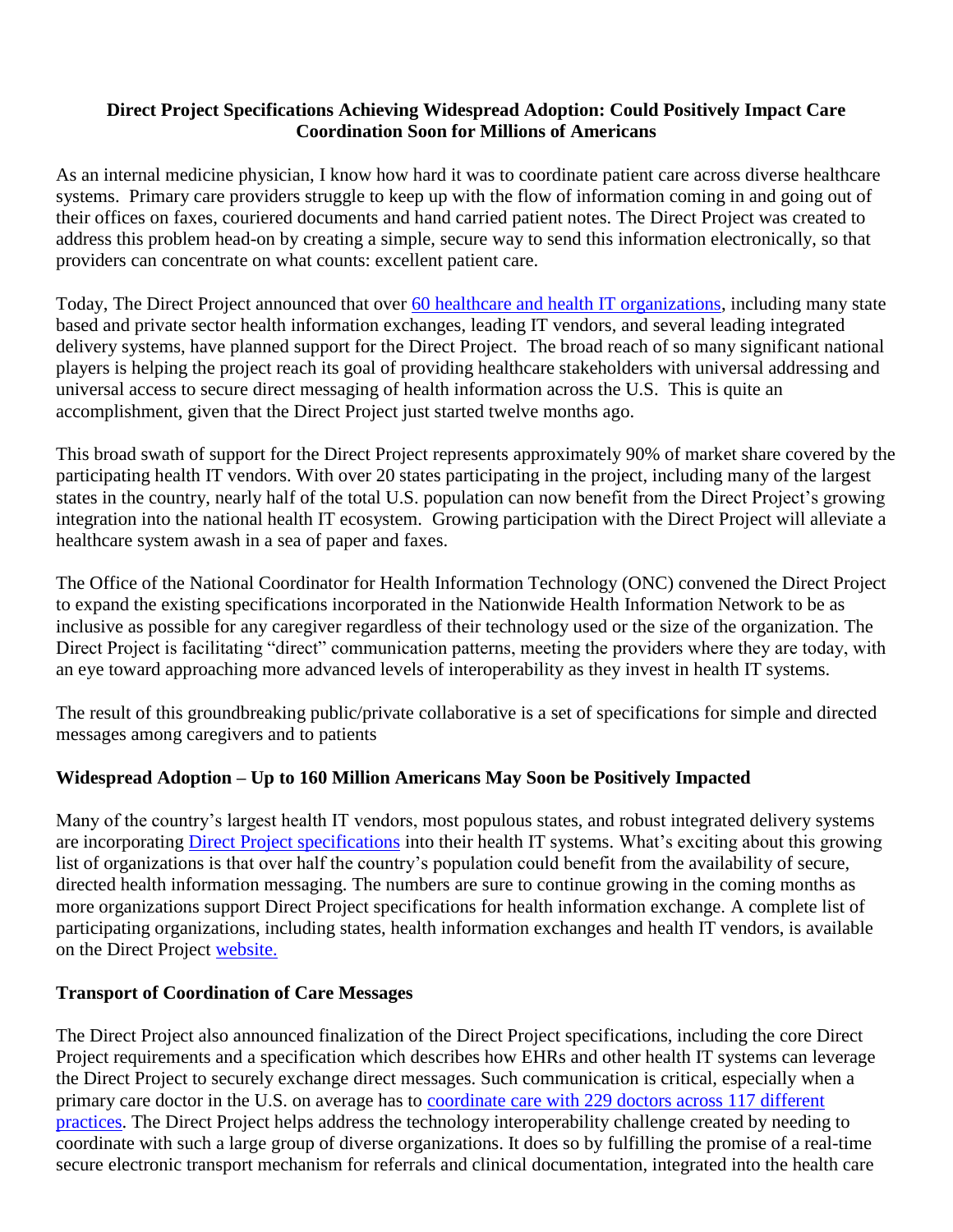**Direct Project Specifications Achieving Widespread Adoption: Could Positively Impact Care Coordination Soon for Millions of Americans**

As an internal medicine physician, I know how hard it was to coordinate patient care across diverse healthcare systems. Primary care providers struggle to keep up with the flow of information coming in and going out of their offices on faxes, couriered documents and hand carried patient notes. The Direct Project was created to address this problem head-on by creating a simple, secure way to send this information electronically, so that providers can concentrate on what counts: excellent patient care.

Today, The Direct Project announced that over 60 healthcare and health IT organizations, including many state based and private sector health information exchanges, leading IT vendors, and several leading integrated delivery systems, have planned support for the Direct Project. The broad reach of so many significant national players is helping the project reach its goal of providing healthcare stakeholders with universal addressing and universal access to secure direct messaging of health information across the U.S. This is quite an accomplishment, given that the Direct Project just started twelve months ago.

This broad swath of support for the Direct Project represents approximately 90% of market share covered by the participating health IT vendors. With over 20 states participating in the project, including many of the largest states in the country, nearly half of the total U.S. population can now benefit from the Direct Project's growing integration into the national health IT ecosystem. Growing participation with the Direct Project will alleviate a healthcare system awash in a sea of paper and faxes.

The Office of the National Coordinator for Health Information Technology (ONC) convened the Direct Project to expand the existing specifications incorporated in the Nationwide Health Information Network to be as inclusive as possible for any caregiver regardless of their technology used or the size of the organization. The Direct Project is facilitating "direct" communication patterns, meeting the providers where they are today, with an eye toward approaching more advanced levels of interoperability as they invest in health IT systems.

The result of this groundbreaking public/private collaborative is a set of specifications for simple and directed messages among caregivers and to patients

**Widespread Adoption – Up to 160 Million Americans May Soon be Positively Impacted**

Many of the country's largest health IT vendors, most populous states, and robust integrated delivery systems are incorporating Direct Project specifications into their health IT systems. What's exciting about this growing list of organizations is that over half the country's population could benefit from the availability of secure, directed health information messaging. The numbers are sure to continue growing in the coming months as more organizations support Direct Project specifications for health information exchange. A complete list of participating organizations, including states, health information exchanges and health IT vendors, is available on the Direct Project website.

**Transport of Coordination of Care Messages**

The Direct Project also announced finalization of the Direct Project specifications, including the core Direct Project requirements and a specification which describes how EHRs and other health IT systems can leverage the Direct Project to securely exchange direct messages. Such communication is critical, especially when a primary care doctor in the U.S. on average has to coordinate care with 229 doctors across 117 different practices. The Direct Project helps address the technology interoperability challenge created by needing to coordinate with such a large group of diverse organizations. It does so by fulfilling the promise of a real-time secure electronic transport mechanism for referrals and clinical documentation, integrated into the health care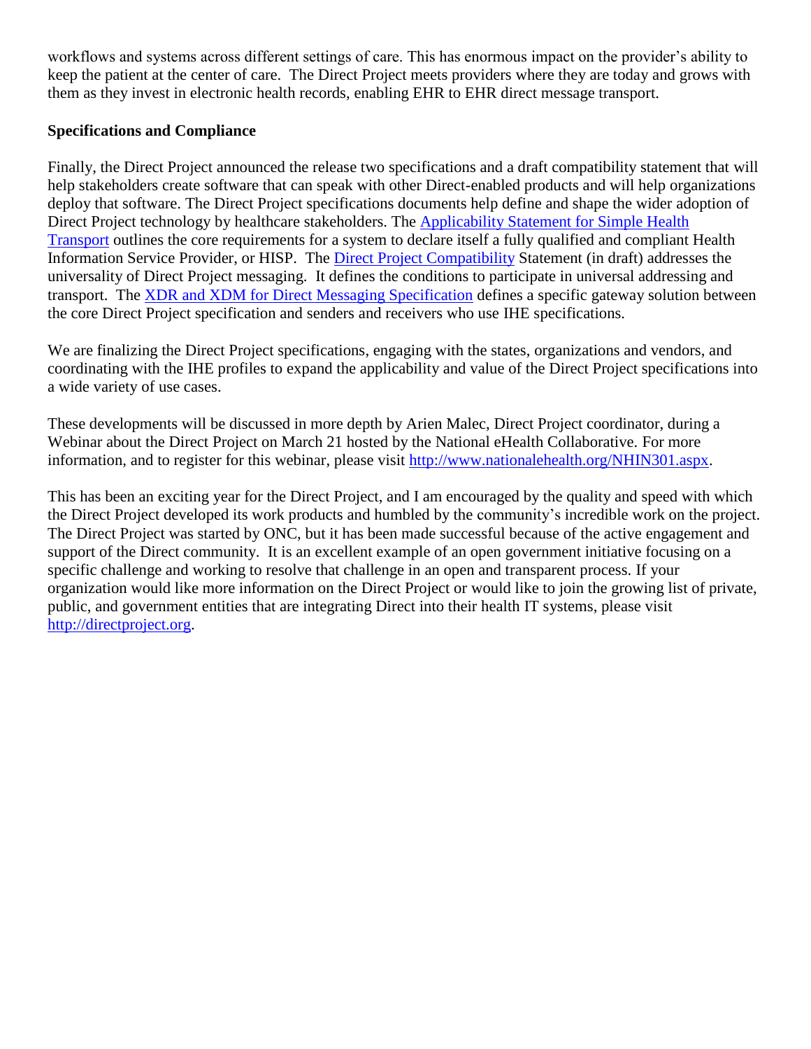workflows and systems across different settings of care. This has enormous impact on the provider's ability to keep the patient at the center of care. The Direct Project meets providers where they are today and grows with them as they invest in electronic health records, enabling EHR to EHR direct message transport.

**Specifications and Compliance**

Finally, the Direct Project announced the release two specifications and a draft compatibility statement that will help stakeholders create software that can speak with other Direct-enabled products and will help organizations deploy that software. The Direct Project specifications documents help define and shape the wider adoption of Direct Project technology by healthcare stakeholders. The Applicability Statement for Simple Health Transport outlines the core requirements for a system to declare itself a fully qualified and compliant Health Information Service Provider, or HISP. The Direct Project Compatibility Statement (in draft) addresses the universality of Direct Project messaging. It defines the conditions to participate in universal addressing and transport. The XDR and XDM for Direct Messaging Specification defines a specific gateway solution between the core Direct Project specification and senders and receivers who use IHE specifications.

We are finalizing the Direct Project specifications, engaging with the states, organizations and vendors, and coordinating with the IHE profiles to expand the applicability and value of the Direct Project specifications into a wide variety of use cases.

These developments will be discussed in more depth by Arien Malec, Direct Project coordinator, during a Webinar about the Direct Project on March 21 hosted by the National eHealth Collaborative. For more information, and to register for this webinar, please visit http://www.nationalehealth.org/NHIN301.aspx.

This has been an exciting year for the Direct Project, and I am encouraged by the quality and speed with which the Direct Project developed its work products and humbled by the community's incredible work on the project. The Direct Project was started by ONC, but it has been made successful because of the active engagement and support of the Direct community. It is an excellent example of an open government initiative focusing on a specific challenge and working to resolve that challenge in an open and transparent process. If your organization would like more information on the Direct Project or would like to join the growing list of private, public, and government entities that are integrating Direct into their health IT systems, please visit http://directproject.org.